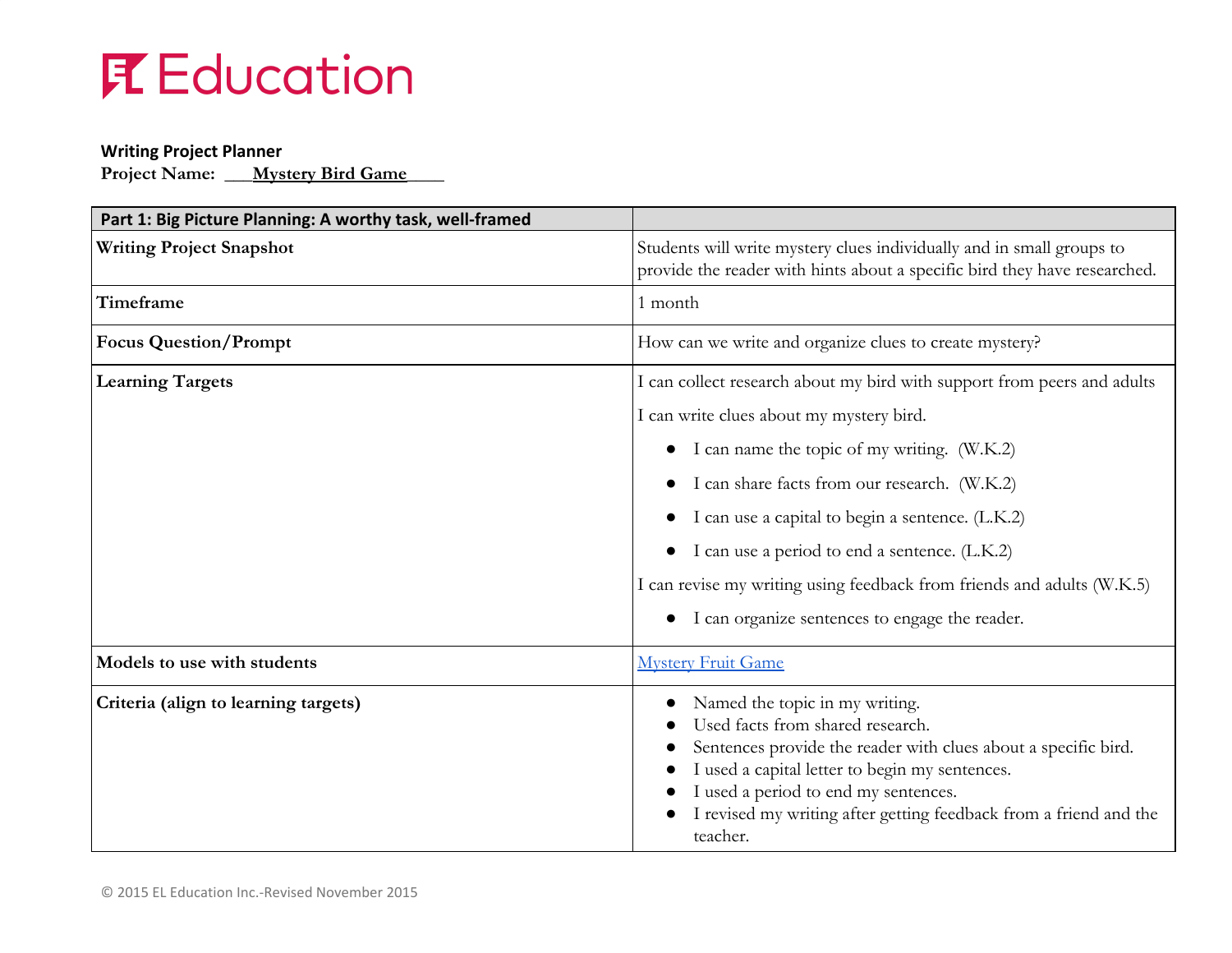# EL Education

**Writing Project Planner**
**Project Name: Mystery Bird Game**

| Part 1: Big Picture Planning: A worthy task, well-framed | |
|---|---|
| **Writing Project Snapshot** | Students will write mystery clues individually and in small groups to provide the reader with hints about a specific bird they have researched. |
| **Timeframe** | 1 month |
| **Focus Question/Prompt** | How can we write and organize clues to create mystery? |
| **Learning Targets** | I can collect research about my bird with support from peers and adults<br><br>I can write clues about my mystery bird.<br>• I can name the topic of my writing. (W.K.2)<br>• I can share facts from our research. (W.K.2)<br>• I can use a capital to begin a sentence. (L.K.2)<br>• I can use a period to end a sentence. (L.K.2)<br><br>I can revise my writing using feedback from friends and adults (W.K.5)<br>• I can organize sentences to engage the reader. |
| **Models to use with students** | [Mystery Fruit Game] |
| **Criteria (align to learning targets)** | • Named the topic in my writing.<br>• Used facts from shared research.<br>• Sentences provide the reader with clues about a specific bird.<br>• I used a capital letter to begin my sentences.<br>• I used a period to end my sentences.<br>• I revised my writing after getting feedback from a friend and the teacher. |

© 2015 EL Education Inc.-Revised November 2015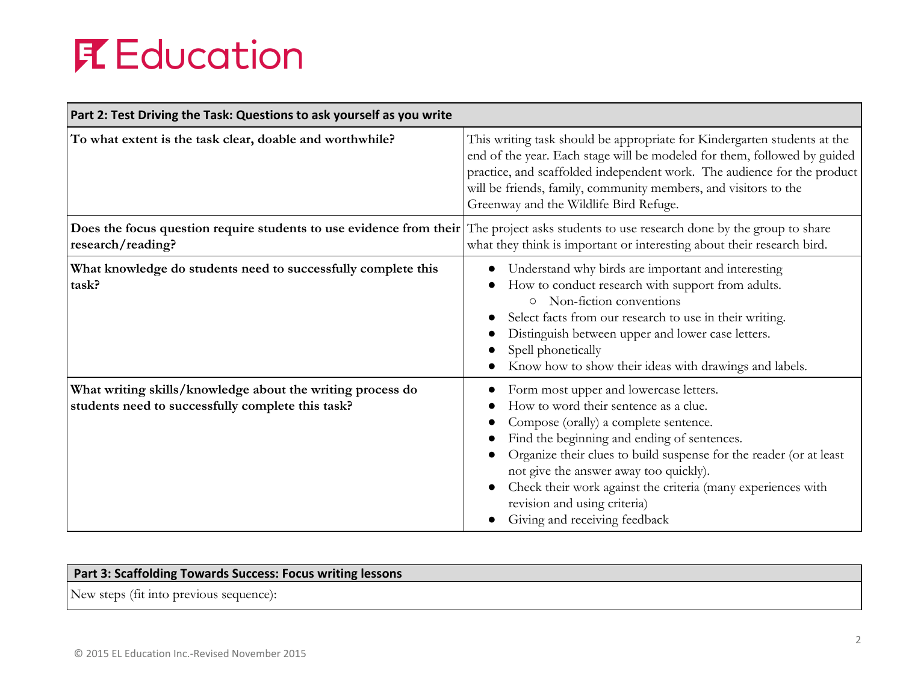| Part 2: Test Driving the Task: Questions to ask yourself as you write | |
|---|---|
| **To what extent is the task clear, doable and worthwhile?** | This writing task should be appropriate for Kindergarten students at the end of the year. Each stage will be modeled for them, followed by guided practice, and scaffolded independent work. The audience for the product will be friends, family, community members, and visitors to the Greenway and the Wildlife Bird Refuge. |
| **Does the focus question require students to use evidence from their research/reading?** | The project asks students to use research done by the group to share what they think is important or interesting about their research bird. |
| **What knowledge do students need to successfully complete this task?** | • Understand why birds are important and interesting<br>• How to conduct research with support from adults.<br>&nbsp;&nbsp;&nbsp;&nbsp;○ Non-fiction conventions<br>• Select facts from our research to use in their writing.<br>• Distinguish between upper and lower case letters.<br>• Spell phonetically<br>• Know how to show their ideas with drawings and labels. |
| **What writing skills/knowledge about the writing process do students need to successfully complete this task?** | • Form most upper and lowercase letters.<br>• How to word their sentence as a clue.<br>• Compose (orally) a complete sentence.<br>• Find the beginning and ending of sentences.<br>• Organize their clues to build suspense for the reader (or at least not give the answer away too quickly).<br>• Check their work against the criteria (many experiences with revision and using criteria)<br>• Giving and receiving feedback |

| Part 3: Scaffolding Towards Success: Focus writing lessons |
|---|
| New steps (fit into previous sequence): |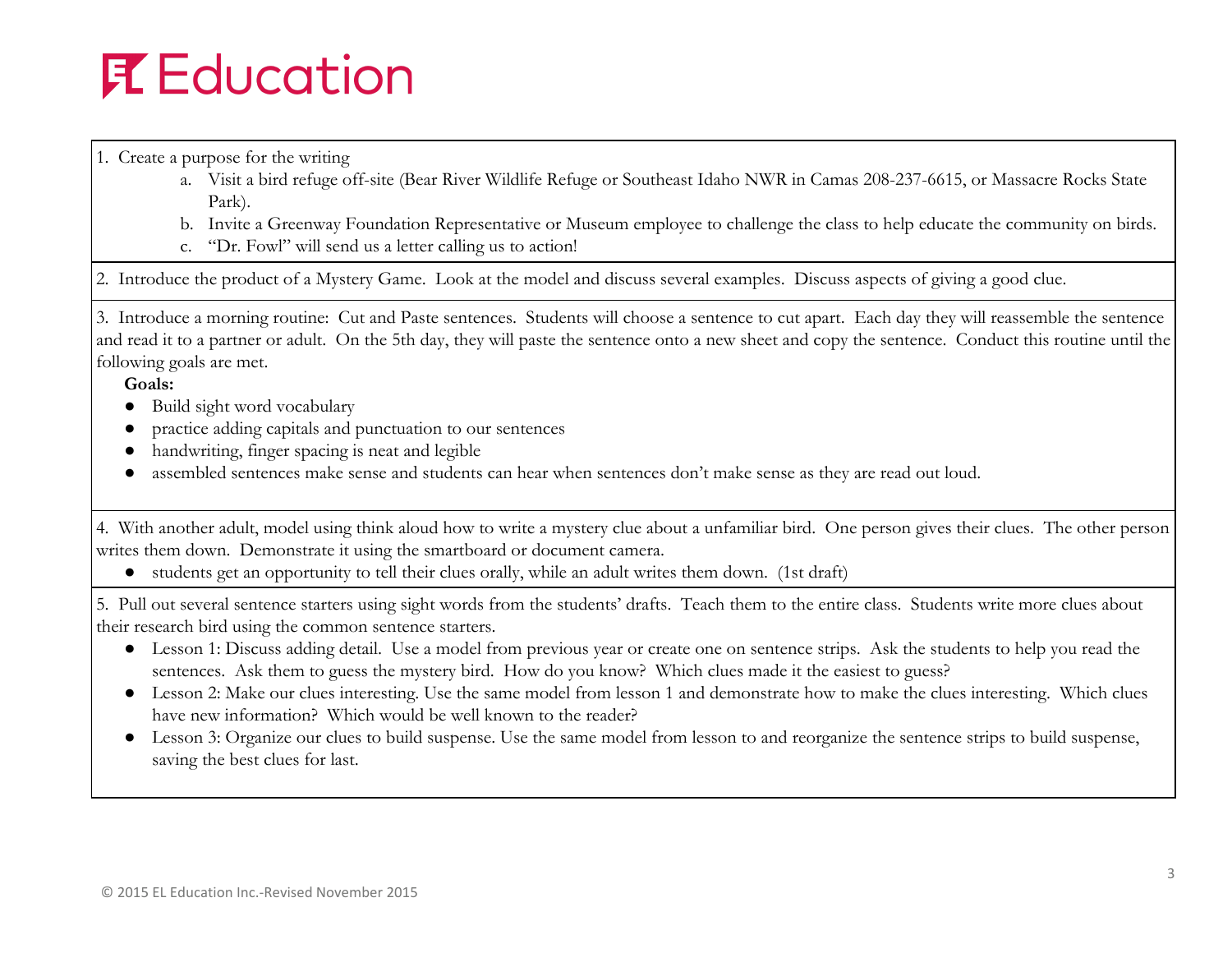1. Create a purpose for the writing
    a. Visit a bird refuge off-site (Bear River Wildlife Refuge or Southeast Idaho NWR in Camas 208-237-6615, or Massacre Rocks State Park).
    b. Invite a Greenway Foundation Representative or Museum employee to challenge the class to help educate the community on birds.
    c. "Dr. Fowl" will send us a letter calling us to action!

2. Introduce the product of a Mystery Game. Look at the model and discuss several examples. Discuss aspects of giving a good clue.

3. Introduce a morning routine: Cut and Paste sentences. Students will choose a sentence to cut apart. Each day they will reassemble the sentence and read it to a partner or adult. On the 5th day, they will paste the sentence onto a new sheet and copy the sentence. Conduct this routine until the following goals are met.

**Goals:**

- Build sight word vocabulary
- practice adding capitals and punctuation to our sentences
- handwriting, finger spacing is neat and legible
- assembled sentences make sense and students can hear when sentences don't make sense as they are read out loud.

4. With another adult, model using think aloud how to write a mystery clue about a unfamiliar bird. One person gives their clues. The other person writes them down. Demonstrate it using the smartboard or document camera.

- students get an opportunity to tell their clues orally, while an adult writes them down. (1st draft)

5. Pull out several sentence starters using sight words from the students' drafts. Teach them to the entire class. Students write more clues about their research bird using the common sentence starters.

- Lesson 1: Discuss adding detail. Use a model from previous year or create one on sentence strips. Ask the students to help you read the sentences. Ask them to guess the mystery bird. How do you know? Which clues made it the easiest to guess?
- Lesson 2: Make our clues interesting. Use the same model from lesson 1 and demonstrate how to make the clues interesting. Which clues have new information? Which would be well known to the reader?
- Lesson 3: Organize our clues to build suspense. Use the same model from lesson to and reorganize the sentence strips to build suspense, saving the best clues for last.

© 2015 EL Education Inc.-Revised November 2015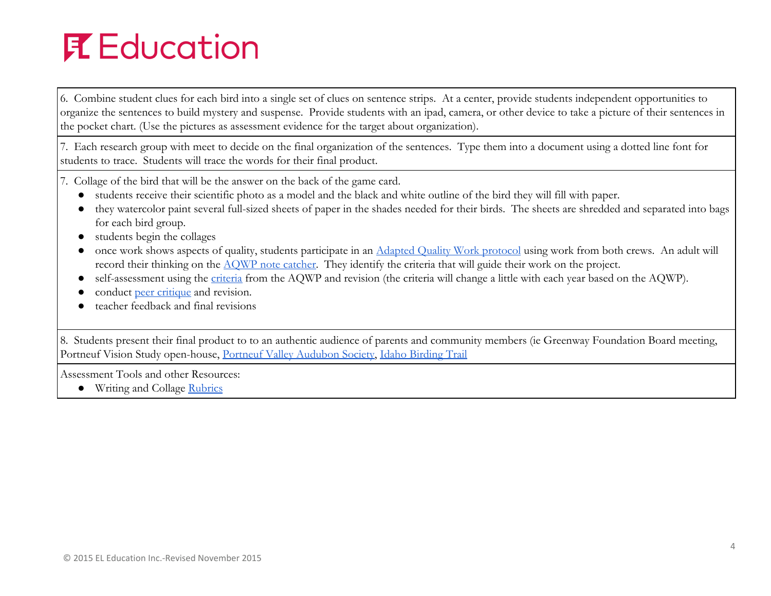6. Combine student clues for each bird into a single set of clues on sentence strips. At a center, provide students independent opportunities to organize the sentences to build mystery and suspense. Provide students with an ipad, camera, or other device to take a picture of their sentences in the pocket chart. (Use the pictures as assessment evidence for the target about organization).

7. Each research group with meet to decide on the final organization of the sentences. Type them into a document using a dotted line font for students to trace. Students will trace the words for their final product.

7. Collage of the bird that will be the answer on the back of the game card.

- students receive their scientific photo as a model and the black and white outline of the bird they will fill with paper.
- they watercolor paint several full-sized sheets of paper in the shades needed for their birds. The sheets are shredded and separated into bags for each bird group.
- students begin the collages
- once work shows aspects of quality, students participate in an Adapted Quality Work protocol using work from both crews. An adult will record their thinking on the AQWP note catcher. They identify the criteria that will guide their work on the project.
- self-assessment using the criteria from the AQWP and revision (the criteria will change a little with each year based on the AQWP).
- conduct peer critique and revision.
- teacher feedback and final revisions

8. Students present their final product to to an authentic audience of parents and community members (ie Greenway Foundation Board meeting, Portneuf Vision Study open-house, Portneuf Valley Audubon Society, Idaho Birding Trail

Assessment Tools and other Resources:

- Writing and Collage Rubrics

© 2015 EL Education Inc.-Revised November 2015